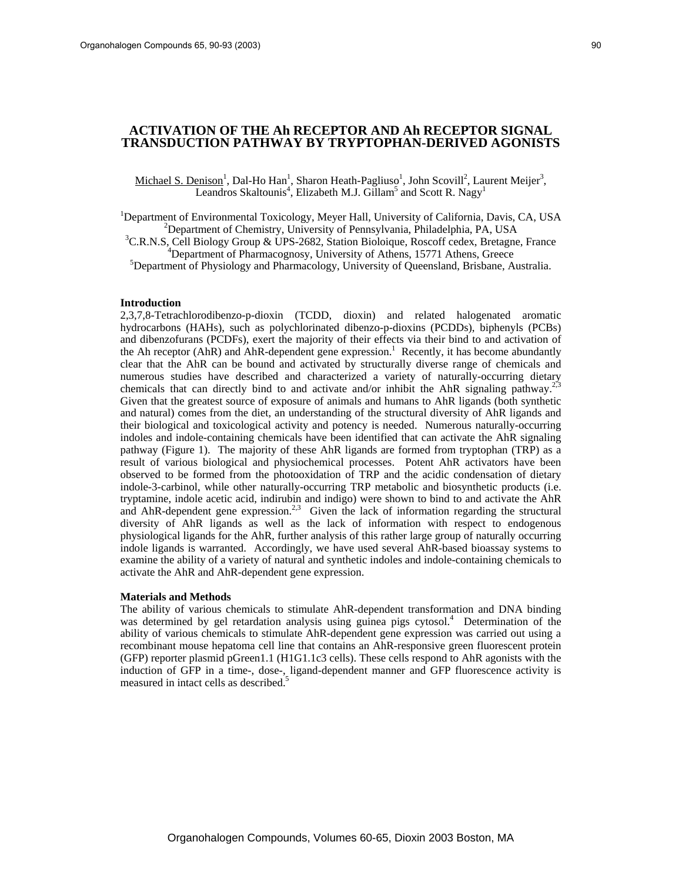# ACTIVATION OF THE Ah RECEPTOR AND Ah RECEPTOR SIGNAL TRANSDUCTION PATHWAY BY TRYPTOPHAN-DERIVED AGONISTS

Michael S. Denison[1], Dal-Ho Han[1], Sharon Heath-Pagliuso[1], John Scovill[2], Laurent Meijer[3], Leandros Skaltounis[4], Elizabeth M.J. Gillam[5] and Scott R. Nagy[1]

[1]Department of Environmental Toxicology, Meyer Hall, University of California, Davis, CA, USA
[2]Department of Chemistry, University of Pennsylvania, Philadelphia, PA, USA
[3]C.R.N.S, Cell Biology Group & UPS-2682, Station Bioloique, Roscoff cedex, Bretagne, France
[4]Department of Pharmacognosy, University of Athens, 15771 Athens, Greece
[5]Department of Physiology and Pharmacology, University of Queensland, Brisbane, Australia.

## Introduction

2,3,7,8-Tetrachlorodibenzo-p-dioxin (TCDD, dioxin) and related halogenated aromatic hydrocarbons (HAHs), such as polychlorinated dibenzo-p-dioxins (PCDDs), biphenyls (PCBs) and dibenzofurans (PCDFs), exert the majority of their effects via their bind to and activation of the Ah receptor (AhR) and AhR-dependent gene expression.[1] Recently, it has become abundantly clear that the AhR can be bound and activated by structurally diverse range of chemicals and numerous studies have described and characterized a variety of naturally-occurring dietary chemicals that can directly bind to and activate and/or inhibit the AhR signaling pathway.[2,3] Given that the greatest source of exposure of animals and humans to AhR ligands (both synthetic and natural) comes from the diet, an understanding of the structural diversity of AhR ligands and their biological and toxicological activity and potency is needed. Numerous naturally-occurring indoles and indole-containing chemicals have been identified that can activate the AhR signaling pathway (Figure 1). The majority of these AhR ligands are formed from tryptophan (TRP) as a result of various biological and physiochemical processes. Potent AhR activators have been observed to be formed from the photooxidation of TRP and the acidic condensation of dietary indole-3-carbinol, while other naturally-occurring TRP metabolic and biosynthetic products (i.e. tryptamine, indole acetic acid, indirubin and indigo) were shown to bind to and activate the AhR and AhR-dependent gene expression.[2,3] Given the lack of information regarding the structural diversity of AhR ligands as well as the lack of information with respect to endogenous physiological ligands for the AhR, further analysis of this rather large group of naturally occurring indole ligands is warranted. Accordingly, we have used several AhR-based bioassay systems to examine the ability of a variety of natural and synthetic indoles and indole-containing chemicals to activate the AhR and AhR-dependent gene expression.

## Materials and Methods

The ability of various chemicals to stimulate AhR-dependent transformation and DNA binding was determined by gel retardation analysis using guinea pigs cytosol.[4] Determination of the ability of various chemicals to stimulate AhR-dependent gene expression was carried out using a recombinant mouse hepatoma cell line that contains an AhR-responsive green fluorescent protein (GFP) reporter plasmid pGreen1.1 (H1G1.1c3 cells). These cells respond to AhR agonists with the induction of GFP in a time-, dose-, ligand-dependent manner and GFP fluorescence activity is measured in intact cells as described.[5]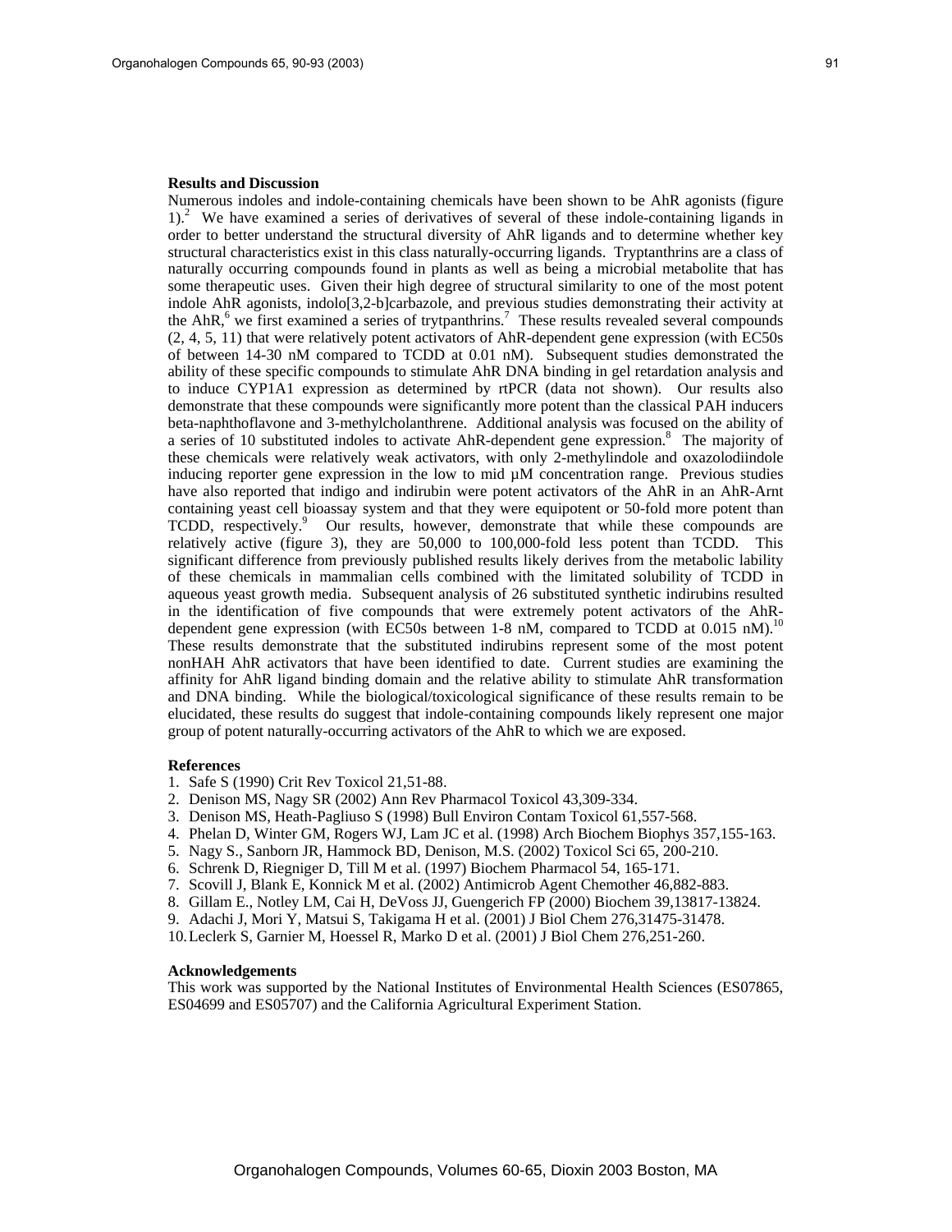**Results and Discussion**

Numerous indoles and indole-containing chemicals have been shown to be AhR agonists (figure 1).[2] We have examined a series of derivatives of several of these indole-containing ligands in order to better understand the structural diversity of AhR ligands and to determine whether key structural characteristics exist in this class naturally-occurring ligands. Tryptanthrins are a class of naturally occurring compounds found in plants as well as being a microbial metabolite that has some therapeutic uses. Given their high degree of structural similarity to one of the most potent indole AhR agonists, indolo[3,2-b]carbazole, and previous studies demonstrating their activity at the AhR,[6] we first examined a series of trytpanthrins.[7] These results revealed several compounds (2, 4, 5, 11) that were relatively potent activators of AhR-dependent gene expression (with EC50s of between 14-30 nM compared to TCDD at 0.01 nM). Subsequent studies demonstrated the ability of these specific compounds to stimulate AhR DNA binding in gel retardation analysis and to induce CYP1A1 expression as determined by rtPCR (data not shown). Our results also demonstrate that these compounds were significantly more potent than the classical PAH inducers beta-naphthoflavone and 3-methylcholanthrene. Additional analysis was focused on the ability of a series of 10 substituted indoles to activate AhR-dependent gene expression.[8] The majority of these chemicals were relatively weak activators, with only 2-methylindole and oxazolodiindole inducing reporter gene expression in the low to mid μM concentration range. Previous studies have also reported that indigo and indirubin were potent activators of the AhR in an AhR-Arnt containing yeast cell bioassay system and that they were equipotent or 50-fold more potent than TCDD, respectively.[9] Our results, however, demonstrate that while these compounds are relatively active (figure 3), they are 50,000 to 100,000-fold less potent than TCDD. This significant difference from previously published results likely derives from the metabolic lability of these chemicals in mammalian cells combined with the limitated solubility of TCDD in aqueous yeast growth media. Subsequent analysis of 26 substituted synthetic indirubins resulted in the identification of five compounds that were extremely potent activators of the AhR-dependent gene expression (with EC50s between 1-8 nM, compared to TCDD at 0.015 nM).[10] These results demonstrate that the substituted indirubins represent some of the most potent nonHAH AhR activators that have been identified to date. Current studies are examining the affinity for AhR ligand binding domain and the relative ability to stimulate AhR transformation and DNA binding. While the biological/toxicological significance of these results remain to be elucidated, these results do suggest that indole-containing compounds likely represent one major group of potent naturally-occurring activators of the AhR to which we are exposed.

**References**

1. Safe S (1990) Crit Rev Toxicol 21,51-88.
2. Denison MS, Nagy SR (2002) Ann Rev Pharmacol Toxicol 43,309-334.
3. Denison MS, Heath-Pagliuso S (1998) Bull Environ Contam Toxicol 61,557-568.
4. Phelan D, Winter GM, Rogers WJ, Lam JC et al. (1998) Arch Biochem Biophys 357,155-163.
5. Nagy S., Sanborn JR, Hammock BD, Denison, M.S. (2002) Toxicol Sci 65, 200-210.
6. Schrenk D, Riegniger D, Till M et al. (1997) Biochem Pharmacol 54, 165-171.
7. Scovill J, Blank E, Konnick M et al. (2002) Antimicrob Agent Chemother 46,882-883.
8. Gillam E., Notley LM, Cai H, DeVoss JJ, Guengerich FP (2000) Biochem 39,13817-13824.
9. Adachi J, Mori Y, Matsui S, Takigama H et al. (2001) J Biol Chem 276,31475-31478.
10. Leclerk S, Garnier M, Hoessel R, Marko D et al. (2001) J Biol Chem 276,251-260.

**Acknowledgements**

This work was supported by the National Institutes of Environmental Health Sciences (ES07865, ES04699 and ES05707) and the California Agricultural Experiment Station.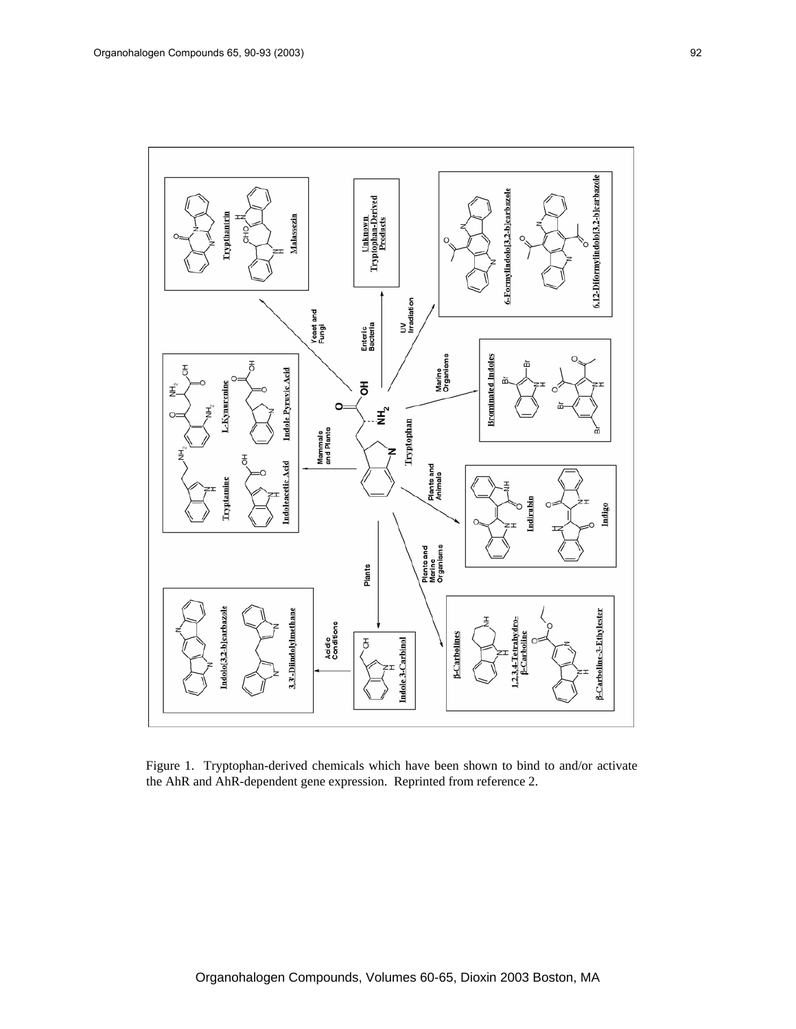Figure 1. Tryptophan-derived chemicals which have been shown to bind to and/or activate the AhR and AhR-dependent gene expression. Reprinted from reference 2.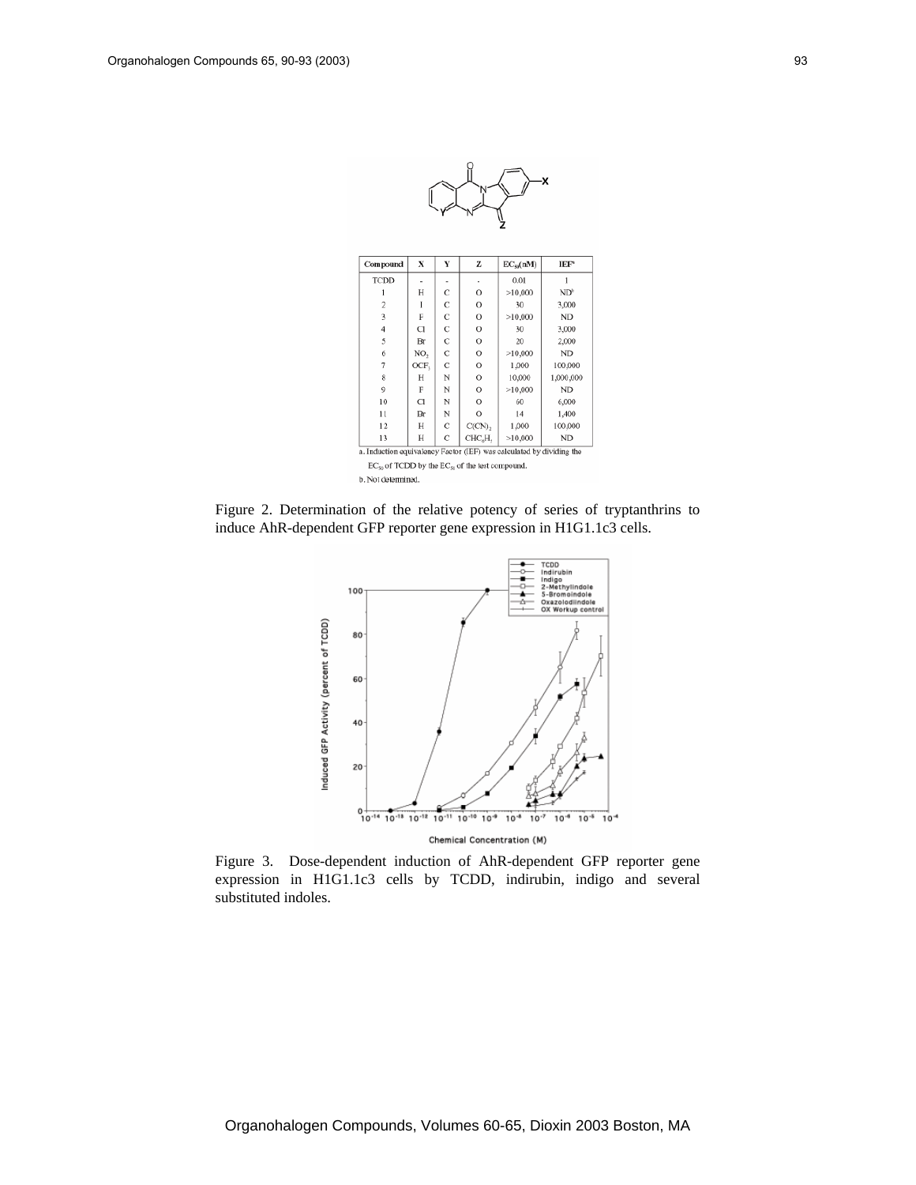| Compound | X | Y | Z | $EC_{50}$(nM) | IEF[a] |
|---|---|---|---|---|---|
| TCDD | - | - | - | 0.01 | 1 |
| 1 | H | C | O | >10,000 | ND[b] |
| 2 | I | C | O | 30 | 3,000 |
| 3 | F | C | O | >10,000 | ND |
| 4 | Cl | C | O | 30 | 3,000 |
| 5 | Br | C | O | 20 | 2,000 |
| 6 | $NO_2$ | C | O | >10,000 | ND |
| 7 | $OCF_3$ | C | O | 1,000 | 100,000 |
| 8 | H | N | O | 10,000 | 1,000,000 |
| 9 | F | N | O | >10,000 | ND |
| 10 | Cl | N | O | 60 | 6,000 |
| 11 | Br | N | O | 14 | 1,400 |
| 12 | H | C | $C(CN)_2$ | 1,000 | 100,000 |
| 13 | H | C | $CHC_6H_5$ | >10,000 | ND |

a. Induction equivalency Factor (IEF) was calculated by dividing the $EC_{50}$ of TCDD by the $EC_{50}$ of the test compound.

b. Not determined.

Figure 2. Determination of the relative potency of series of tryptanthrins to induce AhR-dependent GFP reporter gene expression in H1G1.1c3 cells.

TCDD
Indirubin
Indigo
2-Methylindole
5-Bromoindole
Oxazolodiindole
OX Workup control

Induced GFP Activity (percent of TCDD)

0
20
40
60
80
100

$10^{-14}$ $10^{-13}$ $10^{-12}$ $10^{-11}$ $10^{-10}$ $10^{-9}$ $10^{-8}$ $10^{-7}$ $10^{-6}$ $10^{-5}$ $10^{-4}$

Chemical Concentration (M)

Figure 3. Dose-dependent induction of AhR-dependent GFP reporter gene expression in H1G1.1c3 cells by TCDD, indirubin, indigo and several substituted indoles.